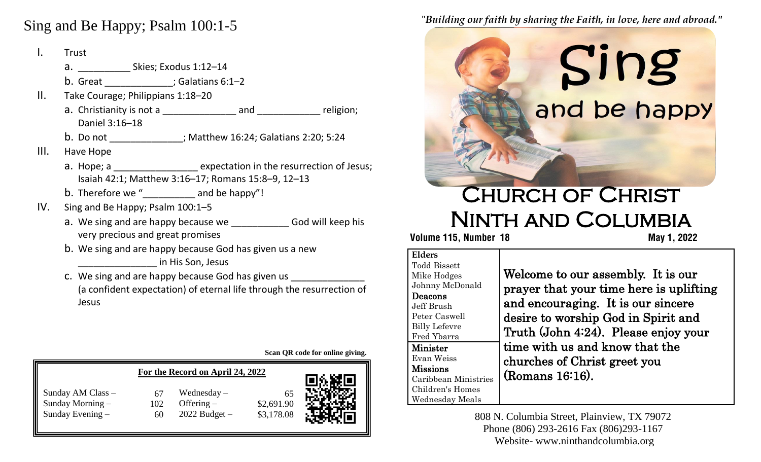# Sing and Be Happy; Psalm 100:1-5

I. Trust
   a. __________ Skies; Exodus 1:12–14
   b. Great _____________; Galatians 6:1–2

II. Take Courage; Philippians 1:18–20
   a. Christianity is not a ______________ and ____________ religion; Daniel 3:16–18
   b. Do not ______________; Matthew 16:24; Galatians 2:20; 5:24

III. Have Hope
   a. Hope; a ________________ expectation in the resurrection of Jesus; Isaiah 42:1; Matthew 3:16–17; Romans 15:8–9, 12–13
   b. Therefore we "__________ and be happy"!

IV. Sing and Be Happy; Psalm 100:1–5
   a. We sing and are happy because we ___________ God will keep his very precious and great promises
   b. We sing and are happy because God has given us a new _______________ in His Son, Jesus
   c. We sing and are happy because God has given us ______________ (a confident expectation) of eternal life through the resurrection of Jesus

**Scan QR code for online giving.**

**For the Record on April 24, 2022**

| | | | |
|---|---|---|---|
| Sunday AM Class – | 67 | Wednesday – | 65 |
| Sunday Morning – | 102 | Offering – | $2,691.90 |
| Sunday Evening – | 60 | 2022 Budget – | $3,178.08 |

*"Building our faith by sharing the Faith, in love, here and abroad."*

Sing and be happy

# Church of Christ Ninth and Columbia

**Volume 115, Number 18** **May 1, 2022**

| | |
|---|---|
| **Elders**<br>Todd Bissett<br>Mike Hodges<br>Johnny McDonald<br>**Deacons**<br>Jeff Brush<br>Peter Caswell<br>Billy Lefevre<br>Fred Ybarra<br>**Minister**<br>Evan Weiss<br>**Missions**<br>Caribbean Ministries<br>Children's Homes<br>Wednesday Meals | Welcome to our assembly. It is our prayer that your time here is uplifting and encouraging. It is our sincere desire to worship God in Spirit and Truth (John 4:24). Please enjoy your time with us and know that the churches of Christ greet you (Romans 16:16). |

808 N. Columbia Street, Plainview, TX 79072
Phone (806) 293-2616 Fax (806)293-1167
Website- www.ninthandcolumbia.org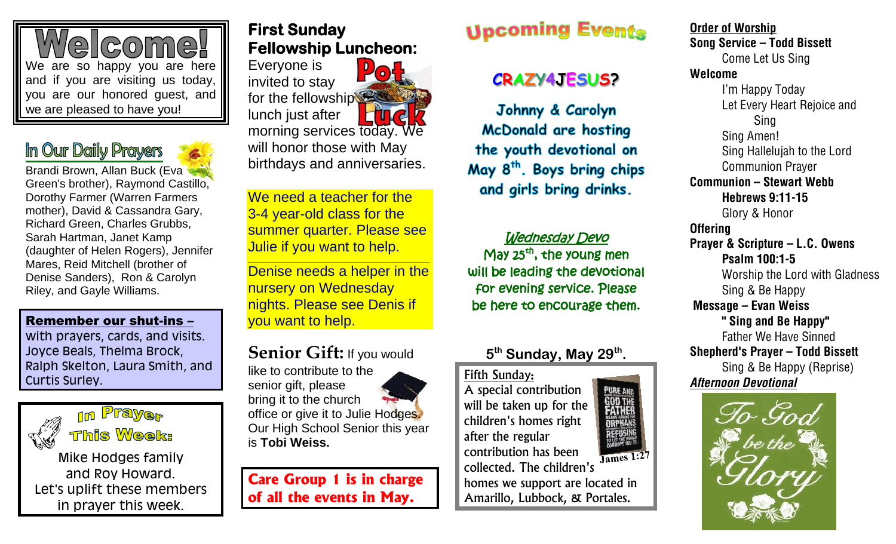# Welcome!

We are so happy you are here and if you are visiting us today, you are our honored guest, and we are pleased to have you!

## In Our Daily Prayers

Brandi Brown, Allan Buck (Eva Green's brother), Raymond Castillo, Dorothy Farmer (Warren Farmers mother), David & Cassandra Gary, Richard Green, Charles Grubbs, Sarah Hartman, Janet Kamp (daughter of Helen Rogers), Jennifer Mares, Reid Mitchell (brother of Denise Sanders), Ron & Carolyn Riley, and Gayle Williams.

**Remember our shut-ins –** with prayers, cards, and visits. Joyce Beals, Thelma Brock, Ralph Skelton, Laura Smith, and Curtis Surley.

## In Prayer This Week:

Mike Hodges family and Roy Howard. Let's uplift these members in prayer this week.

## First Sunday Fellowship Luncheon:

Pot Luck

Everyone is invited to stay for the fellowship lunch just after morning services today. We will honor those with May birthdays and anniversaries.

We need a teacher for the 3-4 year-old class for the summer quarter. Please see Julie if you want to help.

Denise needs a helper in the nursery on Wednesday nights. Please see Denis if you want to help.

**Senior Gift:** If you would like to contribute to the senior gift, please bring it to the church office or give it to Julie Hodges. Our High School Senior this year is **Tobi Weiss.**

**Care Group 1 is in charge of all the events in May.**

## Upcoming Events

### CRAZY4JESUS?

Johnny & Carolyn McDonald are hosting the youth devotional on May 8th. Boys bring chips and girls bring drinks.

*Wednesday Devo*

May 25th, the young men will be leading the devotional for evening service. Please be here to encourage them.

**5th Sunday, May 29th.**

Fifth Sunday:
A special contribution will be taken up for the children's homes right after the regular contribution has been collected. The children's homes we support are located in Amarillo, Lubbock, & Portales.

PURE AND GOD THE FATHER ... ORPHANS ... REFUSING ... James 1:27

## Order of Worship

**Song Service – Todd Bissett**
- Come Let Us Sing

**Welcome**
- I'm Happy Today
- Let Every Heart Rejoice and Sing
- Sing Amen!
- Sing Hallelujah to the Lord
- Communion Prayer

**Communion – Stewart Webb**
- **Hebrews 9:11-15**
- Glory & Honor

**Offering**

**Prayer & Scripture – L.C. Owens**
- **Psalm 100:1-5**
- Worship the Lord with Gladness
- Sing & Be Happy

**Message – Evan Weiss**
- **" Sing and Be Happy"**
- Father We Have Sinned

**Shepherd's Prayer – Todd Bissett**
- Sing & Be Happy (Reprise)

***Afternoon Devotional***

To God be the Glory